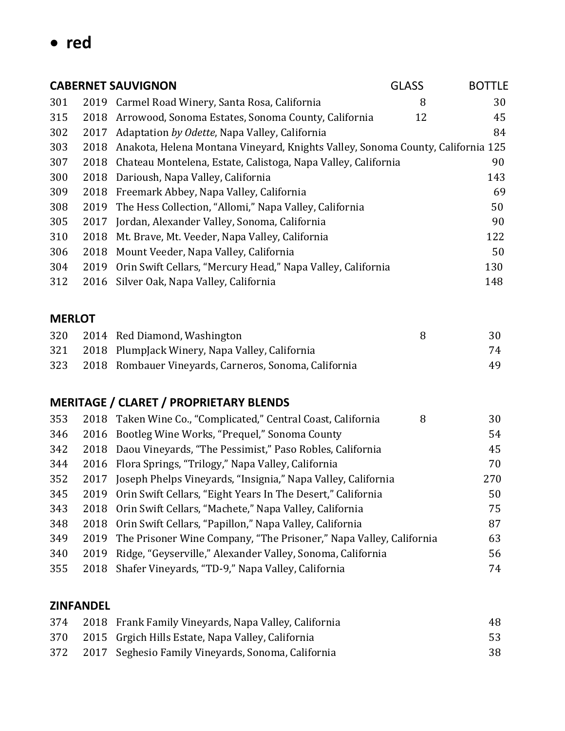- **red**

| **CABERNET SAUVIGNON** | | | GLASS | BOTTLE |
|---|---|---|---|---|
| 301 | 2019 | Carmel Road Winery, Santa Rosa, California | 8 | 30 |
| 315 | 2018 | Arrowood, Sonoma Estates, Sonoma County, California | 12 | 45 |
| 302 | 2017 | Adaptation *by Odette*, Napa Valley, California | | 84 |
| 303 | 2018 | Anakota, Helena Montana Vineyard, Knights Valley, Sonoma County, California | | 125 |
| 307 | 2018 | Chateau Montelena, Estate, Calistoga, Napa Valley, California | | 90 |
| 300 | 2018 | Darioush, Napa Valley, California | | 143 |
| 309 | 2018 | Freemark Abbey, Napa Valley, California | | 69 |
| 308 | 2019 | The Hess Collection, "Allomi," Napa Valley, California | | 50 |
| 305 | 2017 | Jordan, Alexander Valley, Sonoma, California | | 90 |
| 310 | 2018 | Mt. Brave, Mt. Veeder, Napa Valley, California | | 122 |
| 306 | 2018 | Mount Veeder, Napa Valley, California | | 50 |
| 304 | 2019 | Orin Swift Cellars, "Mercury Head," Napa Valley, California | | 130 |
| 312 | 2016 | Silver Oak, Napa Valley, California | | 148 |

| **MERLOT** | | | | |
|---|---|---|---|---|
| 320 | 2014 | Red Diamond, Washington | 8 | 30 |
| 321 | 2018 | PlumpJack Winery, Napa Valley, California | | 74 |
| 323 | 2018 | Rombauer Vineyards, Carneros, Sonoma, California | | 49 |

| **MERITAGE / CLARET / PROPRIETARY BLENDS** | | | | |
|---|---|---|---|---|
| 353 | 2018 | Taken Wine Co., "Complicated," Central Coast, California | 8 | 30 |
| 346 | 2016 | Bootleg Wine Works, "Prequel," Sonoma County | | 54 |
| 342 | 2018 | Daou Vineyards, "The Pessimist," Paso Robles, California | | 45 |
| 344 | 2016 | Flora Springs, "Trilogy," Napa Valley, California | | 70 |
| 352 | 2017 | Joseph Phelps Vineyards, "Insignia," Napa Valley, California | | 270 |
| 345 | 2019 | Orin Swift Cellars, "Eight Years In The Desert," California | | 50 |
| 343 | 2018 | Orin Swift Cellars, "Machete," Napa Valley, California | | 75 |
| 348 | 2018 | Orin Swift Cellars, "Papillon," Napa Valley, California | | 87 |
| 349 | 2019 | The Prisoner Wine Company, "The Prisoner," Napa Valley, California | | 63 |
| 340 | 2019 | Ridge, "Geyserville," Alexander Valley, Sonoma, California | | 56 |
| 355 | 2018 | Shafer Vineyards, "TD-9," Napa Valley, California | | 74 |

| **ZINFANDEL** | | | | |
|---|---|---|---|---|
| 374 | 2018 | Frank Family Vineyards, Napa Valley, California | | 48 |
| 370 | 2015 | Grgich Hills Estate, Napa Valley, California | | 53 |
| 372 | 2017 | Seghesio Family Vineyards, Sonoma, California | | 38 |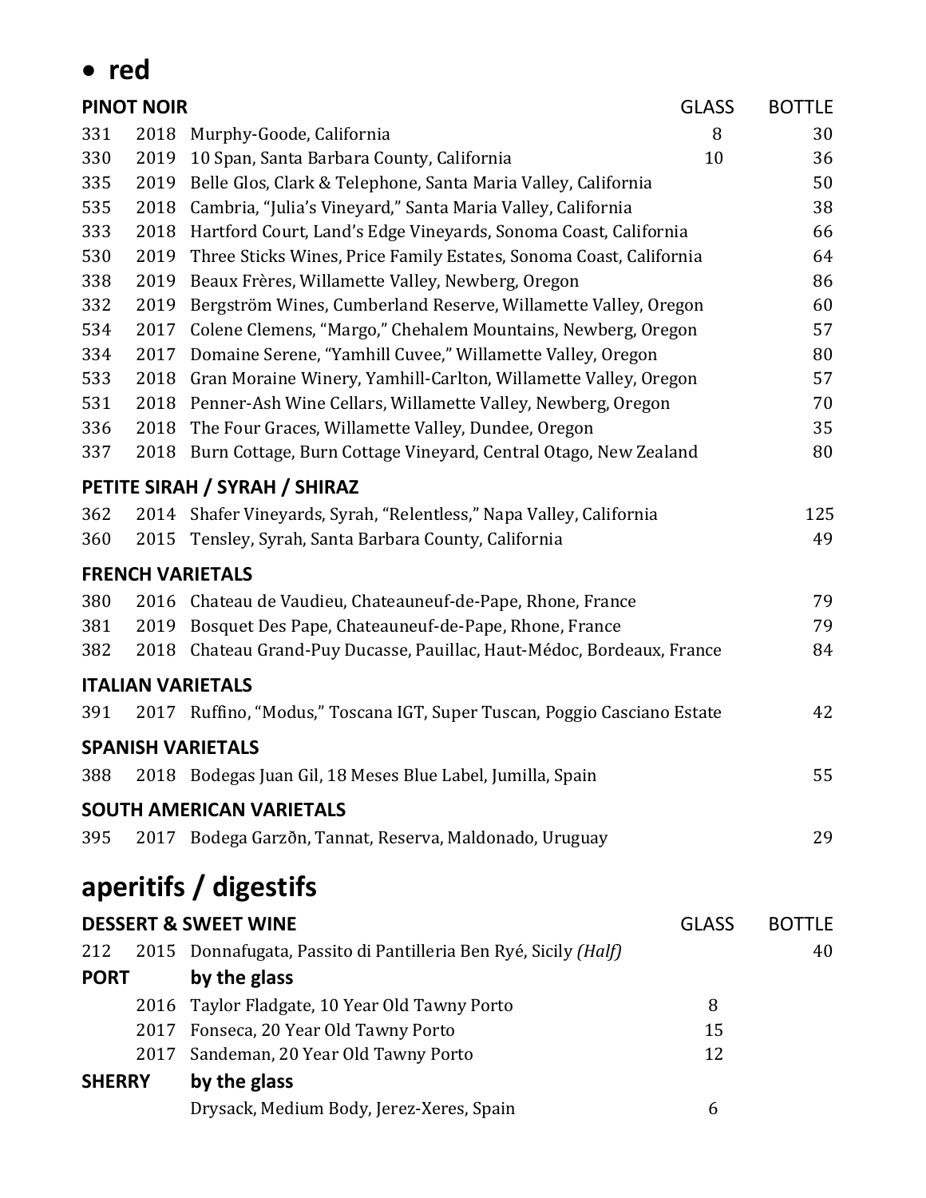# • red

| PINOT NOIR | | | GLASS | BOTTLE |
|---|---|---|---|---|
| 331 | 2018 | Murphy-Goode, California | 8 | 30 |
| 330 | 2019 | 10 Span, Santa Barbara County, California | 10 | 36 |
| 335 | 2019 | Belle Glos, Clark & Telephone, Santa Maria Valley, California | | 50 |
| 535 | 2018 | Cambria, "Julia's Vineyard," Santa Maria Valley, California | | 38 |
| 333 | 2018 | Hartford Court, Land's Edge Vineyards, Sonoma Coast, California | | 66 |
| 530 | 2019 | Three Sticks Wines, Price Family Estates, Sonoma Coast, California | | 64 |
| 338 | 2019 | Beaux Frères, Willamette Valley, Newberg, Oregon | | 86 |
| 332 | 2019 | Bergström Wines, Cumberland Reserve, Willamette Valley, Oregon | | 60 |
| 534 | 2017 | Colene Clemens, "Margo," Chehalem Mountains, Newberg, Oregon | | 57 |
| 334 | 2017 | Domaine Serene, "Yamhill Cuvee," Willamette Valley, Oregon | | 80 |
| 533 | 2018 | Gran Moraine Winery, Yamhill-Carlton, Willamette Valley, Oregon | | 57 |
| 531 | 2018 | Penner-Ash Wine Cellars, Willamette Valley, Newberg, Oregon | | 70 |
| 336 | 2018 | The Four Graces, Willamette Valley, Dundee, Oregon | | 35 |
| 337 | 2018 | Burn Cottage, Burn Cottage Vineyard, Central Otago, New Zealand | | 80 |

**PETITE SIRAH / SYRAH / SHIRAZ**

| | | | |
|---|---|---|---|
| 362 | 2014 | Shafer Vineyards, Syrah, "Relentless," Napa Valley, California | 125 |
| 360 | 2015 | Tensley, Syrah, Santa Barbara County, California | 49 |

**FRENCH VARIETALS**

| | | | |
|---|---|---|---|
| 380 | 2016 | Chateau de Vaudieu, Chateauneuf-de-Pape, Rhone, France | 79 |
| 381 | 2019 | Bosquet Des Pape, Chateauneuf-de-Pape, Rhone, France | 79 |
| 382 | 2018 | Chateau Grand-Puy Ducasse, Pauillac, Haut-Médoc, Bordeaux, France | 84 |

**ITALIAN VARIETALS**

| | | | |
|---|---|---|---|
| 391 | 2017 | Ruffino, "Modus," Toscana IGT, Super Tuscan, Poggio Casciano Estate | 42 |

**SPANISH VARIETALS**

| | | | |
|---|---|---|---|
| 388 | 2018 | Bodegas Juan Gil, 18 Meses Blue Label, Jumilla, Spain | 55 |

**SOUTH AMERICAN VARIETALS**

| | | | |
|---|---|---|---|
| 395 | 2017 | Bodega Garzõn, Tannat, Reserva, Maldonado, Uruguay | 29 |

# aperitifs / digestifs

| DESSERT & SWEET WINE | | | GLASS | BOTTLE |
|---|---|---|---|---|
| 212 | 2015 | Donnafugata, Passito di Pantilleria Ben Ryé, Sicily *(Half)* | | 40 |
| **PORT** | | **by the glass** | | |
| | 2016 | Taylor Fladgate, 10 Year Old Tawny Porto | 8 | |
| | 2017 | Fonseca, 20 Year Old Tawny Porto | 15 | |
| | 2017 | Sandeman, 20 Year Old Tawny Porto | 12 | |
| **SHERRY** | | **by the glass** | | |
| | | Drysack, Medium Body, Jerez-Xeres, Spain | 6 | |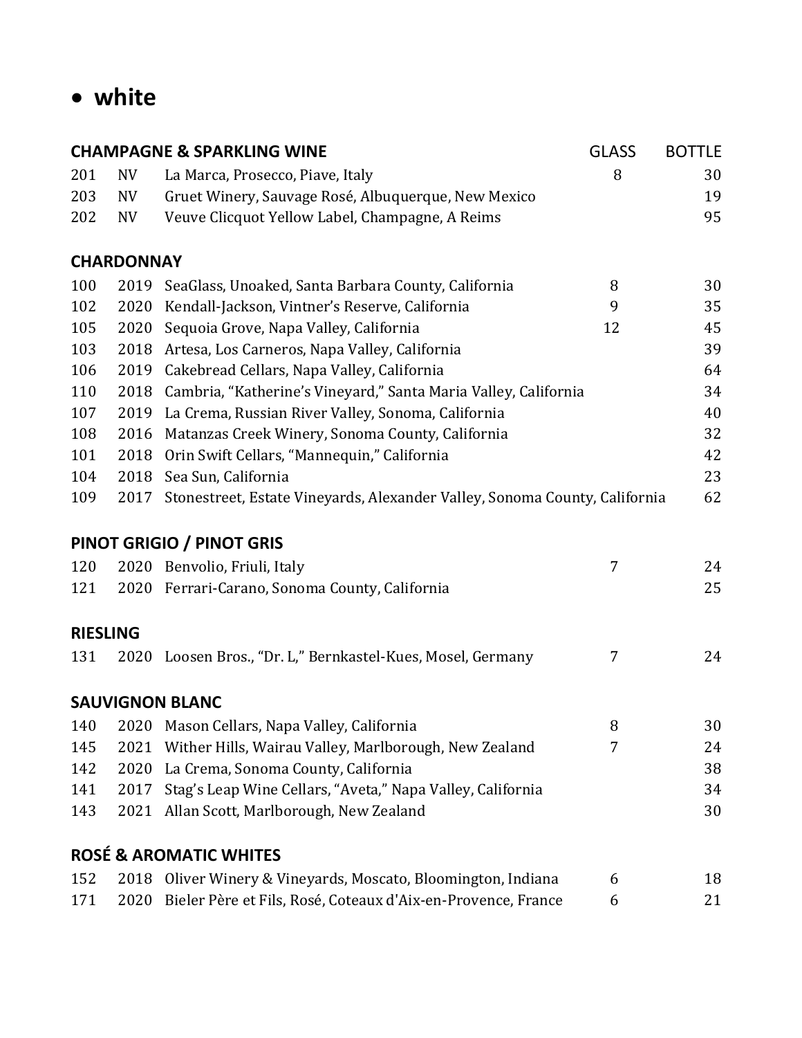- **white**

| CHAMPAGNE & SPARKLING WINE | | | GLASS | BOTTLE |
|---|---|---|---|---|
| 201 | NV | La Marca, Prosecco, Piave, Italy | 8 | 30 |
| 203 | NV | Gruet Winery, Sauvage Rosé, Albuquerque, New Mexico | | 19 |
| 202 | NV | Veuve Clicquot Yellow Label, Champagne, A Reims | | 95 |
| **CHARDONNAY** | | | | |
| 100 | 2019 | SeaGlass, Unoaked, Santa Barbara County, California | 8 | 30 |
| 102 | 2020 | Kendall-Jackson, Vintner's Reserve, California | 9 | 35 |
| 105 | 2020 | Sequoia Grove, Napa Valley, California | 12 | 45 |
| 103 | 2018 | Artesa, Los Carneros, Napa Valley, California | | 39 |
| 106 | 2019 | Cakebread Cellars, Napa Valley, California | | 64 |
| 110 | 2018 | Cambria, "Katherine's Vineyard," Santa Maria Valley, California | | 34 |
| 107 | 2019 | La Crema, Russian River Valley, Sonoma, California | | 40 |
| 108 | 2016 | Matanzas Creek Winery, Sonoma County, California | | 32 |
| 101 | 2018 | Orin Swift Cellars, "Mannequin," California | | 42 |
| 104 | 2018 | Sea Sun, California | | 23 |
| 109 | 2017 | Stonestreet, Estate Vineyards, Alexander Valley, Sonoma County, California | | 62 |
| **PINOT GRIGIO / PINOT GRIS** | | | | |
| 120 | 2020 | Benvolio, Friuli, Italy | 7 | 24 |
| 121 | 2020 | Ferrari-Carano, Sonoma County, California | | 25 |
| **RIESLING** | | | | |
| 131 | 2020 | Loosen Bros., "Dr. L," Bernkastel-Kues, Mosel, Germany | 7 | 24 |
| **SAUVIGNON BLANC** | | | | |
| 140 | 2020 | Mason Cellars, Napa Valley, California | 8 | 30 |
| 145 | 2021 | Wither Hills, Wairau Valley, Marlborough, New Zealand | 7 | 24 |
| 142 | 2020 | La Crema, Sonoma County, California | | 38 |
| 141 | 2017 | Stag's Leap Wine Cellars, "Aveta," Napa Valley, California | | 34 |
| 143 | 2021 | Allan Scott, Marlborough, New Zealand | | 30 |
| **ROSÉ & AROMATIC WHITES** | | | | |
| 152 | 2018 | Oliver Winery & Vineyards, Moscato, Bloomington, Indiana | 6 | 18 |
| 171 | 2020 | Bieler Père et Fils, Rosé, Coteaux d'Aix-en-Provence, France | 6 | 21 |